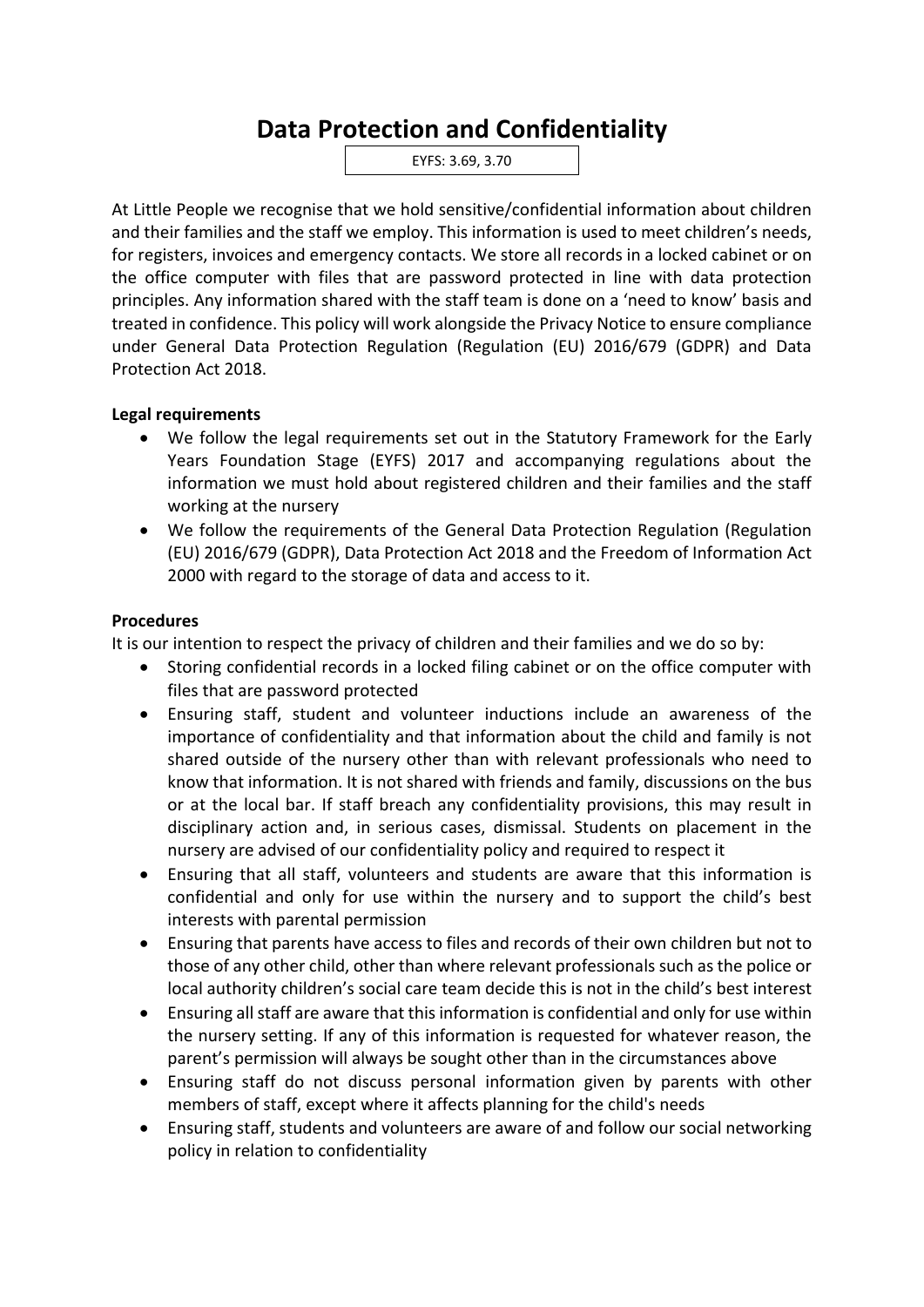# Data Protection and Confidentiality

EYFS: 3.69, 3.70

At Little People we recognise that we hold sensitive/confidential information about children and their families and the staff we employ. This information is used to meet children's needs, for registers, invoices and emergency contacts. We store all records in a locked cabinet or on the office computer with files that are password protected in line with data protection principles. Any information shared with the staff team is done on a 'need to know' basis and treated in confidence. This policy will work alongside the Privacy Notice to ensure compliance under General Data Protection Regulation (Regulation (EU) 2016/679 (GDPR) and Data Protection Act 2018.

**Legal requirements**

- We follow the legal requirements set out in the Statutory Framework for the Early Years Foundation Stage (EYFS) 2017 and accompanying regulations about the information we must hold about registered children and their families and the staff working at the nursery
- We follow the requirements of the General Data Protection Regulation (Regulation (EU) 2016/679 (GDPR), Data Protection Act 2018 and the Freedom of Information Act 2000 with regard to the storage of data and access to it.

**Procedures**

It is our intention to respect the privacy of children and their families and we do so by:

- Storing confidential records in a locked filing cabinet or on the office computer with files that are password protected
- Ensuring staff, student and volunteer inductions include an awareness of the importance of confidentiality and that information about the child and family is not shared outside of the nursery other than with relevant professionals who need to know that information. It is not shared with friends and family, discussions on the bus or at the local bar. If staff breach any confidentiality provisions, this may result in disciplinary action and, in serious cases, dismissal. Students on placement in the nursery are advised of our confidentiality policy and required to respect it
- Ensuring that all staff, volunteers and students are aware that this information is confidential and only for use within the nursery and to support the child's best interests with parental permission
- Ensuring that parents have access to files and records of their own children but not to those of any other child, other than where relevant professionals such as the police or local authority children's social care team decide this is not in the child's best interest
- Ensuring all staff are aware that this information is confidential and only for use within the nursery setting. If any of this information is requested for whatever reason, the parent's permission will always be sought other than in the circumstances above
- Ensuring staff do not discuss personal information given by parents with other members of staff, except where it affects planning for the child's needs
- Ensuring staff, students and volunteers are aware of and follow our social networking policy in relation to confidentiality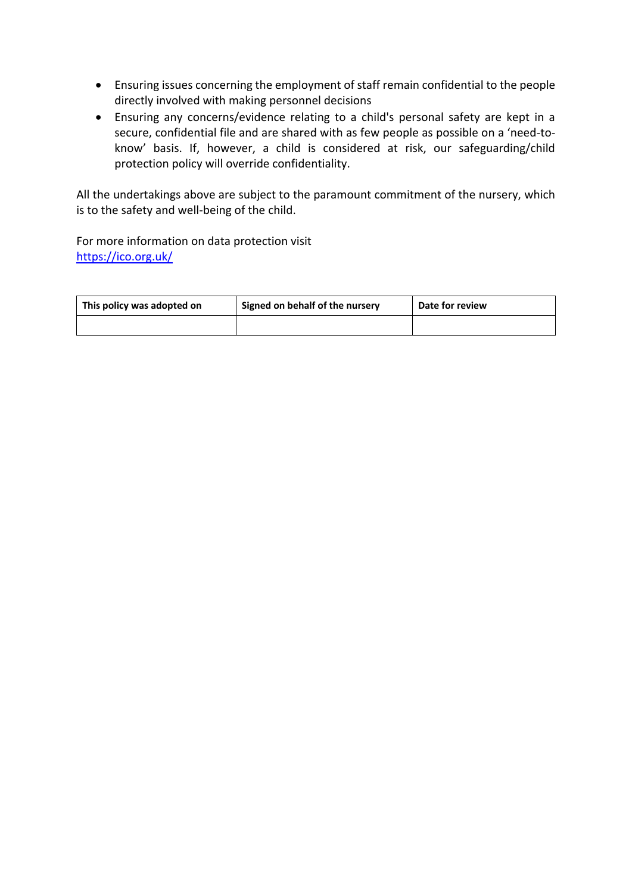- Ensuring issues concerning the employment of staff remain confidential to the people directly involved with making personnel decisions
- Ensuring any concerns/evidence relating to a child's personal safety are kept in a secure, confidential file and are shared with as few people as possible on a 'need-to-know' basis. If, however, a child is considered at risk, our safeguarding/child protection policy will override confidentiality.

All the undertakings above are subject to the paramount commitment of the nursery, which is to the safety and well-being of the child.

For more information on data protection visit
https://ico.org.uk/

| This policy was adopted on | Signed on behalf of the nursery | Date for review |
|---|---|---|
| | | |